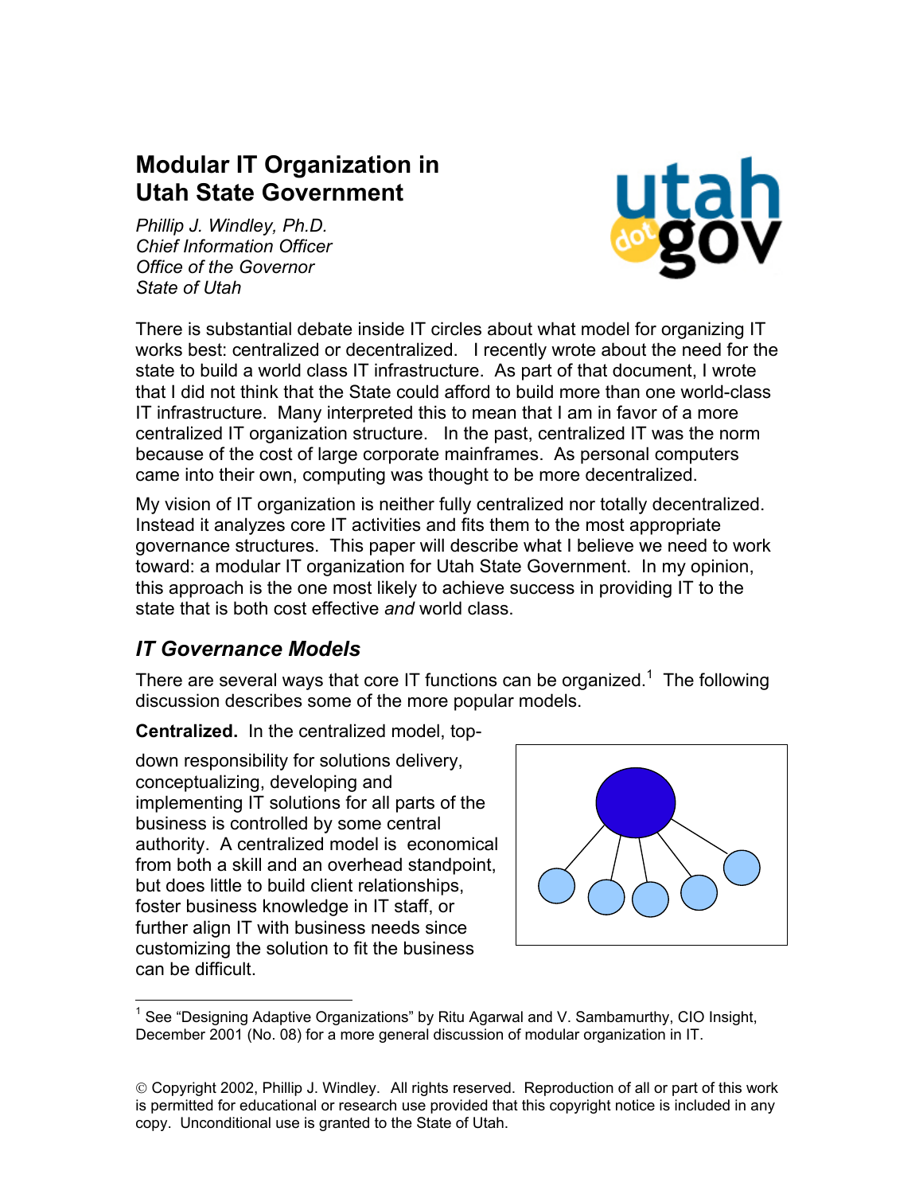# Modular IT Organization in Utah State Government

*Phillip J. Windley, Ph.D.*
*Chief Information Officer*
*Office of the Governor*
*State of Utah*

There is substantial debate inside IT circles about what model for organizing IT works best: centralized or decentralized. I recently wrote about the need for the state to build a world class IT infrastructure. As part of that document, I wrote that I did not think that the State could afford to build more than one world-class IT infrastructure. Many interpreted this to mean that I am in favor of a more centralized IT organization structure. In the past, centralized IT was the norm because of the cost of large corporate mainframes. As personal computers came into their own, computing was thought to be more decentralized.

My vision of IT organization is neither fully centralized nor totally decentralized. Instead it analyzes core IT activities and fits them to the most appropriate governance structures. This paper will describe what I believe we need to work toward: a modular IT organization for Utah State Government. In my opinion, this approach is the one most likely to achieve success in providing IT to the state that is both cost effective *and* world class.

## IT Governance Models

There are several ways that core IT functions can be organized.[1] The following discussion describes some of the more popular models.

**Centralized.** In the centralized model, top-down responsibility for solutions delivery, conceptualizing, developing and implementing IT solutions for all parts of the business is controlled by some central authority. A centralized model is economical from both a skill and an overhead standpoint, but does little to build client relationships, foster business knowledge in IT staff, or further align IT with business needs since customizing the solution to fit the business can be difficult.

[1] See "Designing Adaptive Organizations" by Ritu Agarwal and V. Sambamurthy, CIO Insight, December 2001 (No. 08) for a more general discussion of modular organization in IT.

© Copyright 2002, Phillip J. Windley. All rights reserved. Reproduction of all or part of this work is permitted for educational or research use provided that this copyright notice is included in any copy. Unconditional use is granted to the State of Utah.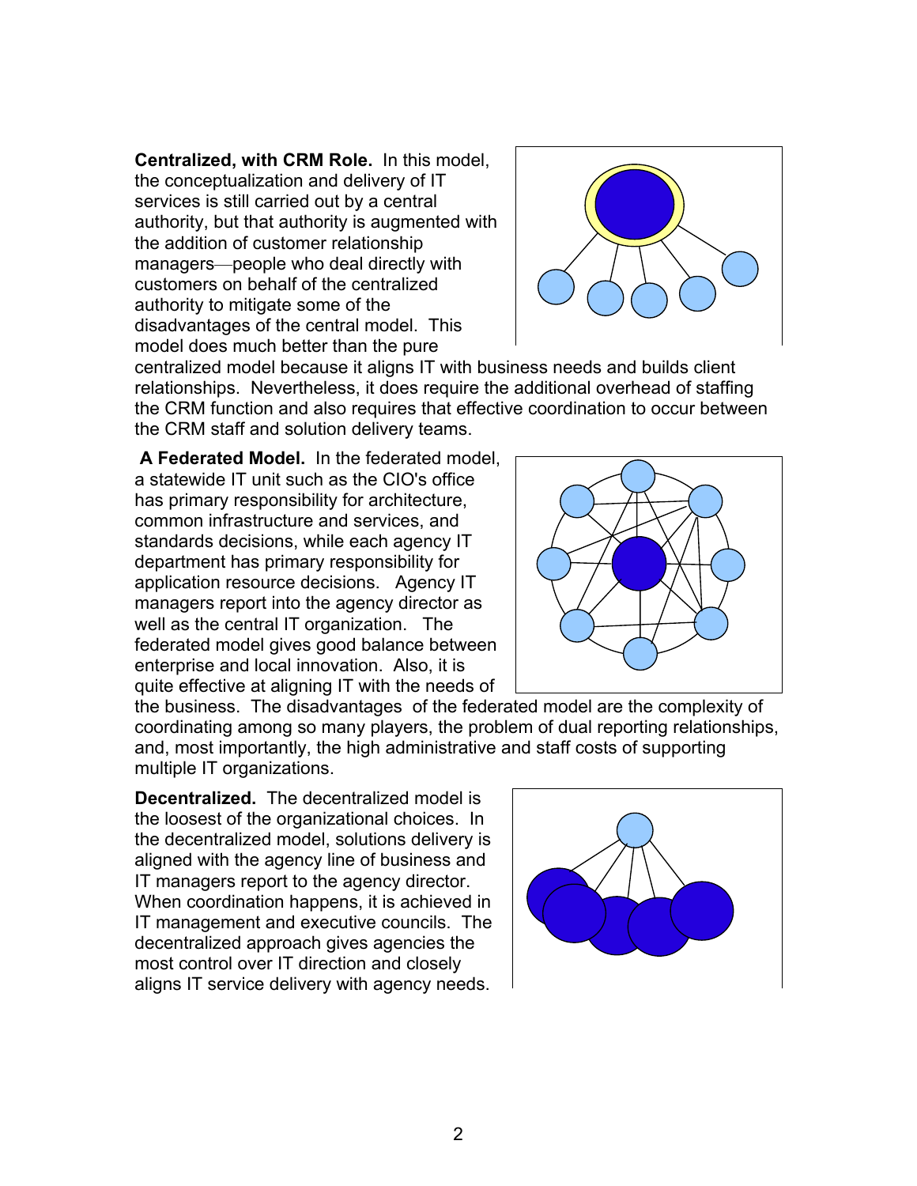**Centralized, with CRM Role.** In this model, the conceptualization and delivery of IT services is still carried out by a central authority, but that authority is augmented with the addition of customer relationship managers—people who deal directly with customers on behalf of the centralized authority to mitigate some of the disadvantages of the central model. This model does much better than the pure centralized model because it aligns IT with business needs and builds client relationships. Nevertheless, it does require the additional overhead of staffing the CRM function and also requires that effective coordination to occur between the CRM staff and solution delivery teams.

**A Federated Model.** In the federated model, a statewide IT unit such as the CIO's office has primary responsibility for architecture, common infrastructure and services, and standards decisions, while each agency IT department has primary responsibility for application resource decisions. Agency IT managers report into the agency director as well as the central IT organization. The federated model gives good balance between enterprise and local innovation. Also, it is quite effective at aligning IT with the needs of the business. The disadvantages of the federated model are the complexity of coordinating among so many players, the problem of dual reporting relationships, and, most importantly, the high administrative and staff costs of supporting multiple IT organizations.

**Decentralized.** The decentralized model is the loosest of the organizational choices. In the decentralized model, solutions delivery is aligned with the agency line of business and IT managers report to the agency director. When coordination happens, it is achieved in IT management and executive councils. The decentralized approach gives agencies the most control over IT direction and closely aligns IT service delivery with agency needs.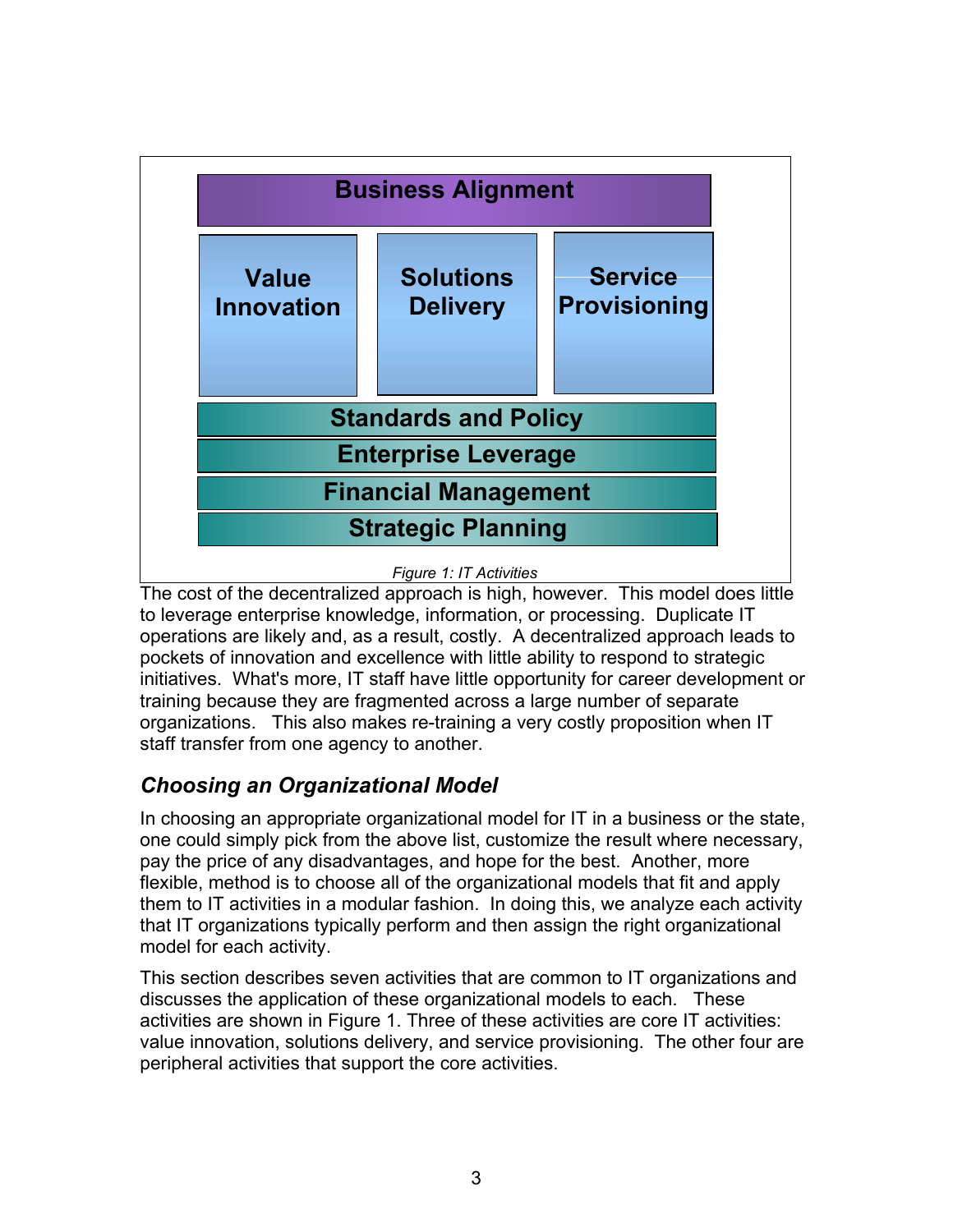Business Alignment

Value Innovation | Solutions Delivery | Service Provisioning

Standards and Policy

Enterprise Leverage

Financial Management

Strategic Planning

*Figure 1: IT Activities*

The cost of the decentralized approach is high, however. This model does little to leverage enterprise knowledge, information, or processing. Duplicate IT operations are likely and, as a result, costly. A decentralized approach leads to pockets of innovation and excellence with little ability to respond to strategic initiatives. What's more, IT staff have little opportunity for career development or training because they are fragmented across a large number of separate organizations. This also makes re-training a very costly proposition when IT staff transfer from one agency to another.

## *Choosing an Organizational Model*

In choosing an appropriate organizational model for IT in a business or the state, one could simply pick from the above list, customize the result where necessary, pay the price of any disadvantages, and hope for the best. Another, more flexible, method is to choose all of the organizational models that fit and apply them to IT activities in a modular fashion. In doing this, we analyze each activity that IT organizations typically perform and then assign the right organizational model for each activity.

This section describes seven activities that are common to IT organizations and discusses the application of these organizational models to each. These activities are shown in Figure 1. Three of these activities are core IT activities: value innovation, solutions delivery, and service provisioning. The other four are peripheral activities that support the core activities.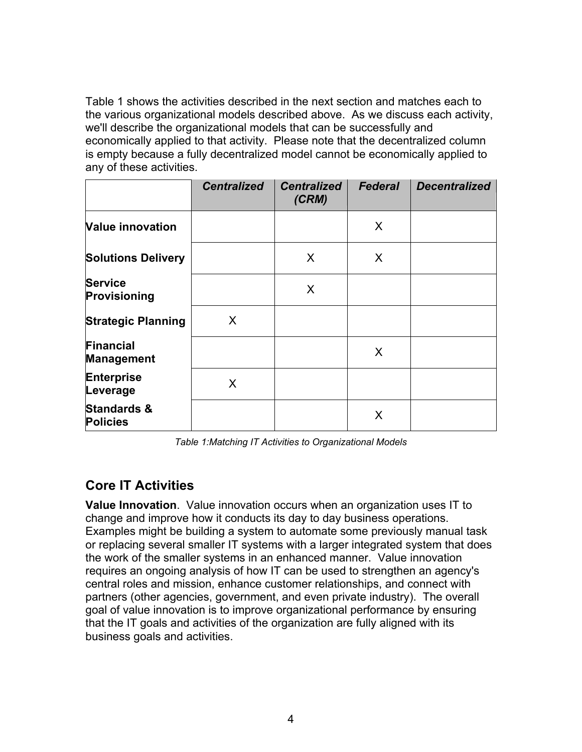Table 1 shows the activities described in the next section and matches each to the various organizational models described above. As we discuss each activity, we'll describe the organizational models that can be successfully and economically applied to that activity. Please note that the decentralized column is empty because a fully decentralized model cannot be economically applied to any of these activities.

| | ***Centralized*** | ***Centralized (CRM)*** | ***Federal*** | ***Decentralized*** |
|---|---|---|---|---|
| **Value innovation** | | | X | |
| **Solutions Delivery** | | X | X | |
| **Service Provisioning** | | X | | |
| **Strategic Planning** | X | | | |
| **Financial Management** | | | X | |
| **Enterprise Leverage** | X | | | |
| **Standards & Policies** | | | X | |

*Table 1:Matching IT Activities to Organizational Models*

## Core IT Activities

**Value Innovation**. Value innovation occurs when an organization uses IT to change and improve how it conducts its day to day business operations. Examples might be building a system to automate some previously manual task or replacing several smaller IT systems with a larger integrated system that does the work of the smaller systems in an enhanced manner. Value innovation requires an ongoing analysis of how IT can be used to strengthen an agency's central roles and mission, enhance customer relationships, and connect with partners (other agencies, government, and even private industry). The overall goal of value innovation is to improve organizational performance by ensuring that the IT goals and activities of the organization are fully aligned with its business goals and activities.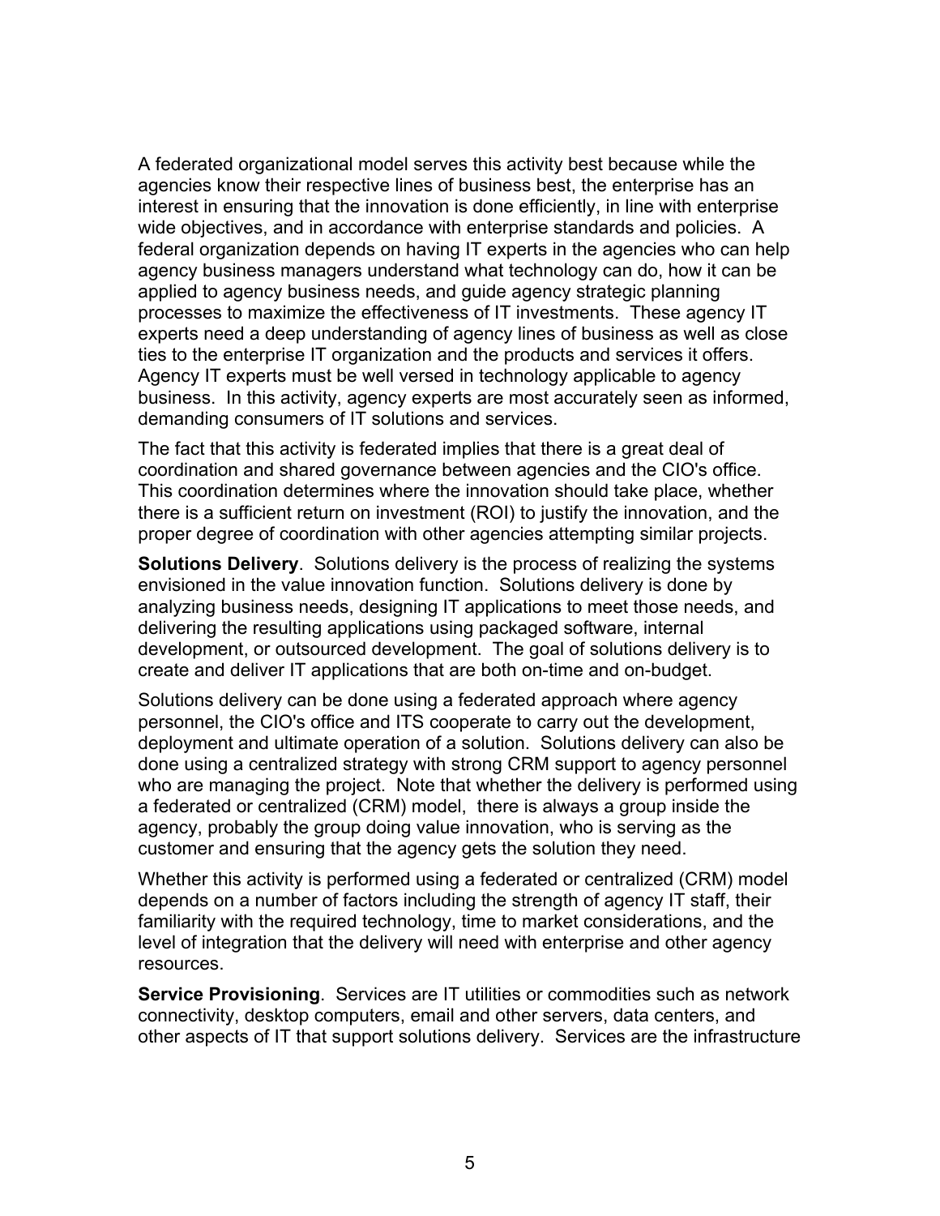A federated organizational model serves this activity best because while the agencies know their respective lines of business best, the enterprise has an interest in ensuring that the innovation is done efficiently, in line with enterprise wide objectives, and in accordance with enterprise standards and policies. A federal organization depends on having IT experts in the agencies who can help agency business managers understand what technology can do, how it can be applied to agency business needs, and guide agency strategic planning processes to maximize the effectiveness of IT investments. These agency IT experts need a deep understanding of agency lines of business as well as close ties to the enterprise IT organization and the products and services it offers. Agency IT experts must be well versed in technology applicable to agency business. In this activity, agency experts are most accurately seen as informed, demanding consumers of IT solutions and services.

The fact that this activity is federated implies that there is a great deal of coordination and shared governance between agencies and the CIO's office. This coordination determines where the innovation should take place, whether there is a sufficient return on investment (ROI) to justify the innovation, and the proper degree of coordination with other agencies attempting similar projects.

**Solutions Delivery**. Solutions delivery is the process of realizing the systems envisioned in the value innovation function. Solutions delivery is done by analyzing business needs, designing IT applications to meet those needs, and delivering the resulting applications using packaged software, internal development, or outsourced development. The goal of solutions delivery is to create and deliver IT applications that are both on-time and on-budget.

Solutions delivery can be done using a federated approach where agency personnel, the CIO's office and ITS cooperate to carry out the development, deployment and ultimate operation of a solution. Solutions delivery can also be done using a centralized strategy with strong CRM support to agency personnel who are managing the project. Note that whether the delivery is performed using a federated or centralized (CRM) model, there is always a group inside the agency, probably the group doing value innovation, who is serving as the customer and ensuring that the agency gets the solution they need.

Whether this activity is performed using a federated or centralized (CRM) model depends on a number of factors including the strength of agency IT staff, their familiarity with the required technology, time to market considerations, and the level of integration that the delivery will need with enterprise and other agency resources.

**Service Provisioning**. Services are IT utilities or commodities such as network connectivity, desktop computers, email and other servers, data centers, and other aspects of IT that support solutions delivery. Services are the infrastructure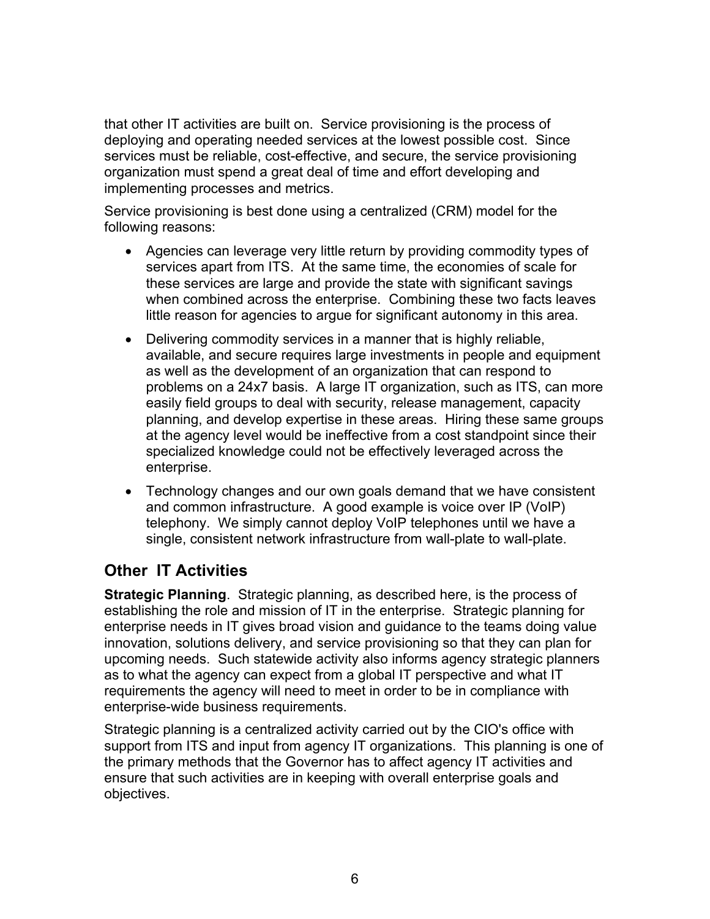that other IT activities are built on. Service provisioning is the process of deploying and operating needed services at the lowest possible cost. Since services must be reliable, cost-effective, and secure, the service provisioning organization must spend a great deal of time and effort developing and implementing processes and metrics.

Service provisioning is best done using a centralized (CRM) model for the following reasons:

- Agencies can leverage very little return by providing commodity types of services apart from ITS. At the same time, the economies of scale for these services are large and provide the state with significant savings when combined across the enterprise. Combining these two facts leaves little reason for agencies to argue for significant autonomy in this area.
- Delivering commodity services in a manner that is highly reliable, available, and secure requires large investments in people and equipment as well as the development of an organization that can respond to problems on a 24x7 basis. A large IT organization, such as ITS, can more easily field groups to deal with security, release management, capacity planning, and develop expertise in these areas. Hiring these same groups at the agency level would be ineffective from a cost standpoint since their specialized knowledge could not be effectively leveraged across the enterprise.
- Technology changes and our own goals demand that we have consistent and common infrastructure. A good example is voice over IP (VoIP) telephony. We simply cannot deploy VoIP telephones until we have a single, consistent network infrastructure from wall-plate to wall-plate.

## Other IT Activities

**Strategic Planning**. Strategic planning, as described here, is the process of establishing the role and mission of IT in the enterprise. Strategic planning for enterprise needs in IT gives broad vision and guidance to the teams doing value innovation, solutions delivery, and service provisioning so that they can plan for upcoming needs. Such statewide activity also informs agency strategic planners as to what the agency can expect from a global IT perspective and what IT requirements the agency will need to meet in order to be in compliance with enterprise-wide business requirements.

Strategic planning is a centralized activity carried out by the CIO's office with support from ITS and input from agency IT organizations. This planning is one of the primary methods that the Governor has to affect agency IT activities and ensure that such activities are in keeping with overall enterprise goals and objectives.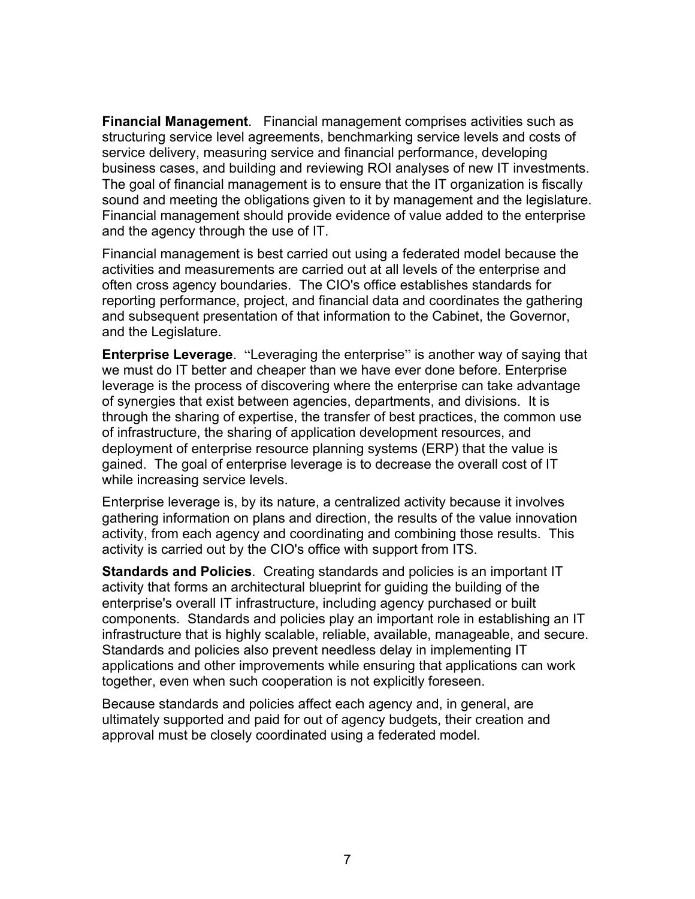**Financial Management**. Financial management comprises activities such as structuring service level agreements, benchmarking service levels and costs of service delivery, measuring service and financial performance, developing business cases, and building and reviewing ROI analyses of new IT investments. The goal of financial management is to ensure that the IT organization is fiscally sound and meeting the obligations given to it by management and the legislature. Financial management should provide evidence of value added to the enterprise and the agency through the use of IT.

Financial management is best carried out using a federated model because the activities and measurements are carried out at all levels of the enterprise and often cross agency boundaries. The CIO's office establishes standards for reporting performance, project, and financial data and coordinates the gathering and subsequent presentation of that information to the Cabinet, the Governor, and the Legislature.

**Enterprise Leverage**. "Leveraging the enterprise" is another way of saying that we must do IT better and cheaper than we have ever done before. Enterprise leverage is the process of discovering where the enterprise can take advantage of synergies that exist between agencies, departments, and divisions. It is through the sharing of expertise, the transfer of best practices, the common use of infrastructure, the sharing of application development resources, and deployment of enterprise resource planning systems (ERP) that the value is gained. The goal of enterprise leverage is to decrease the overall cost of IT while increasing service levels.

Enterprise leverage is, by its nature, a centralized activity because it involves gathering information on plans and direction, the results of the value innovation activity, from each agency and coordinating and combining those results. This activity is carried out by the CIO's office with support from ITS.

**Standards and Policies**. Creating standards and policies is an important IT activity that forms an architectural blueprint for guiding the building of the enterprise's overall IT infrastructure, including agency purchased or built components. Standards and policies play an important role in establishing an IT infrastructure that is highly scalable, reliable, available, manageable, and secure. Standards and policies also prevent needless delay in implementing IT applications and other improvements while ensuring that applications can work together, even when such cooperation is not explicitly foreseen.

Because standards and policies affect each agency and, in general, are ultimately supported and paid for out of agency budgets, their creation and approval must be closely coordinated using a federated model.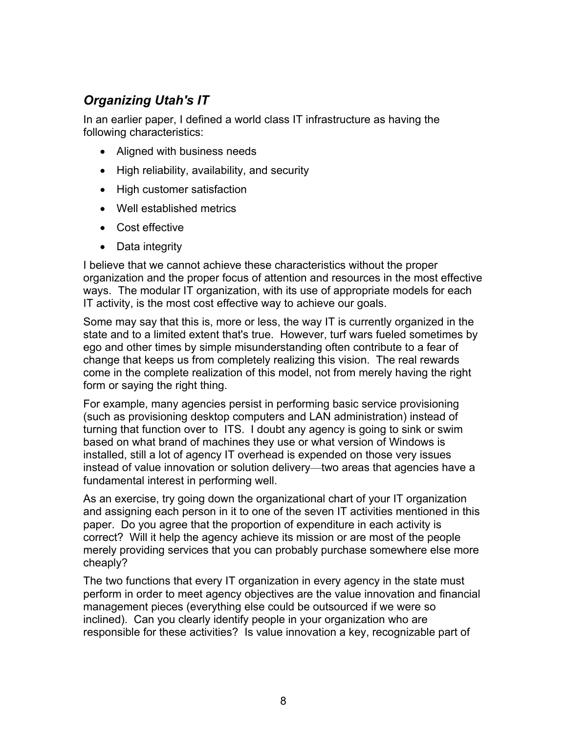## *Organizing Utah's IT*

In an earlier paper, I defined a world class IT infrastructure as having the following characteristics:

- Aligned with business needs
- High reliability, availability, and security
- High customer satisfaction
- Well established metrics
- Cost effective
- Data integrity

I believe that we cannot achieve these characteristics without the proper organization and the proper focus of attention and resources in the most effective ways. The modular IT organization, with its use of appropriate models for each IT activity, is the most cost effective way to achieve our goals.

Some may say that this is, more or less, the way IT is currently organized in the state and to a limited extent that's true. However, turf wars fueled sometimes by ego and other times by simple misunderstanding often contribute to a fear of change that keeps us from completely realizing this vision. The real rewards come in the complete realization of this model, not from merely having the right form or saying the right thing.

For example, many agencies persist in performing basic service provisioning (such as provisioning desktop computers and LAN administration) instead of turning that function over to ITS. I doubt any agency is going to sink or swim based on what brand of machines they use or what version of Windows is installed, still a lot of agency IT overhead is expended on those very issues instead of value innovation or solution delivery—two areas that agencies have a fundamental interest in performing well.

As an exercise, try going down the organizational chart of your IT organization and assigning each person in it to one of the seven IT activities mentioned in this paper. Do you agree that the proportion of expenditure in each activity is correct? Will it help the agency achieve its mission or are most of the people merely providing services that you can probably purchase somewhere else more cheaply?

The two functions that every IT organization in every agency in the state must perform in order to meet agency objectives are the value innovation and financial management pieces (everything else could be outsourced if we were so inclined). Can you clearly identify people in your organization who are responsible for these activities? Is value innovation a key, recognizable part of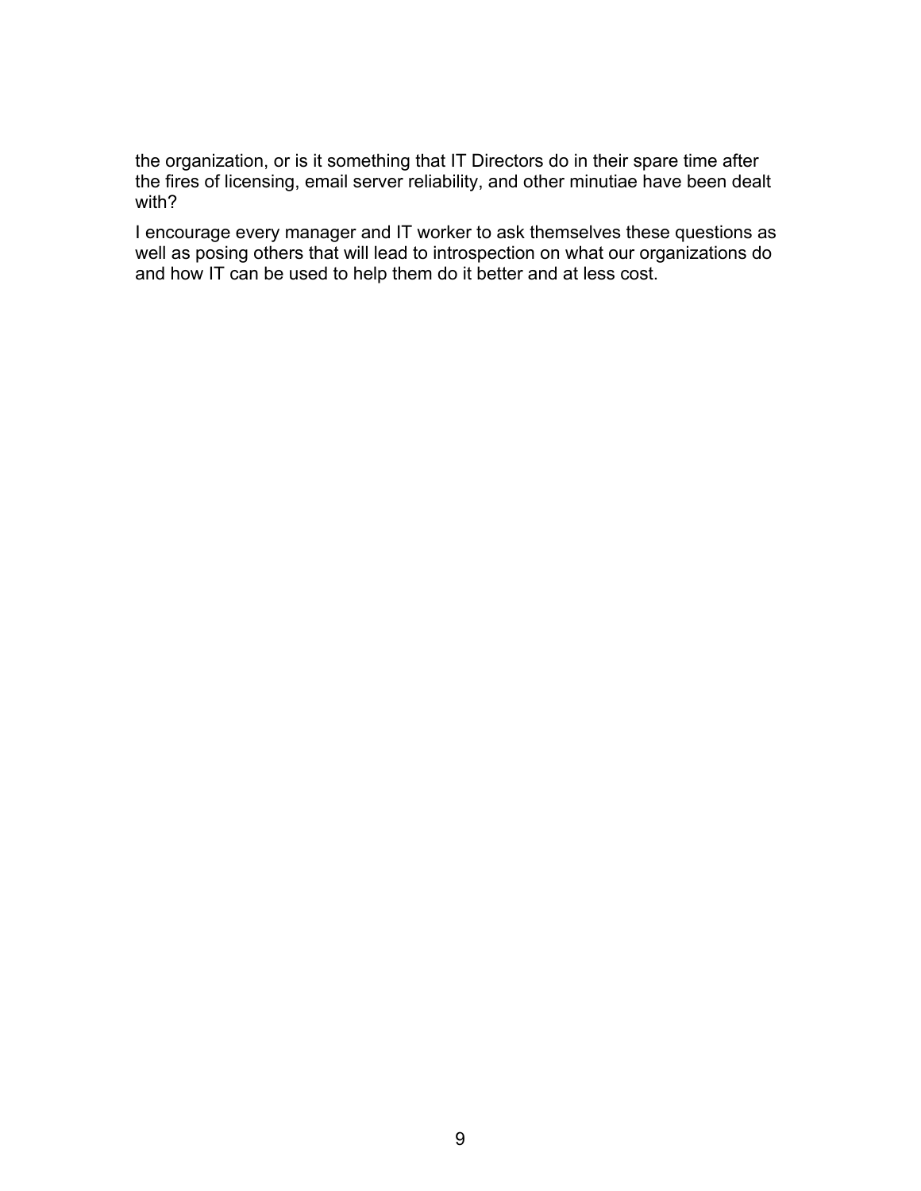the organization, or is it something that IT Directors do in their spare time after the fires of licensing, email server reliability, and other minutiae have been dealt with?

I encourage every manager and IT worker to ask themselves these questions as well as posing others that will lead to introspection on what our organizations do and how IT can be used to help them do it better and at less cost.